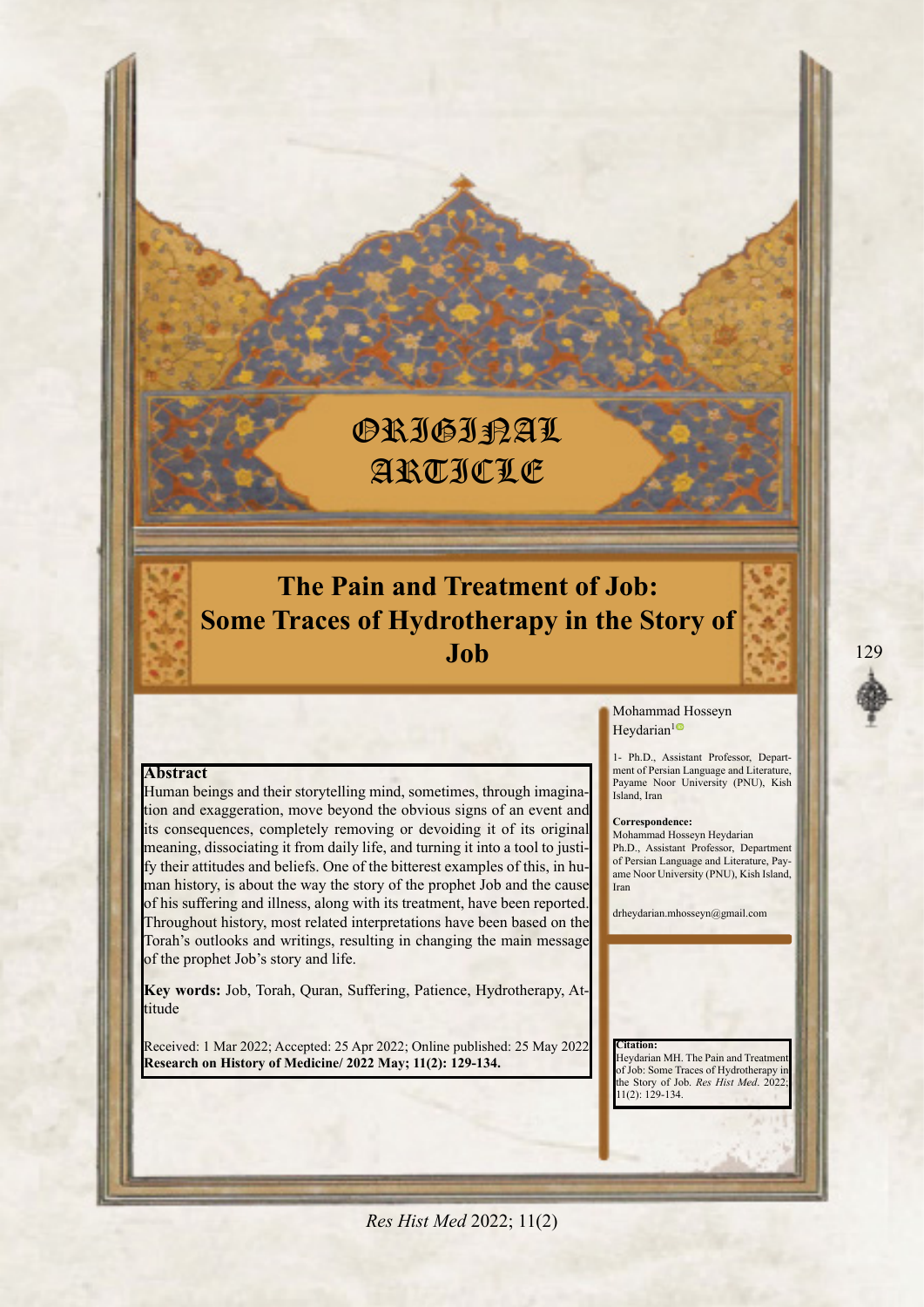ORIGINAL ARTICLE

# The Pain and Treatment of Job: Some Traces of Hydrotherapy in the Story of Job

Mohammad Hosseyn Heydarian[1]

1- Ph.D., Assistant Professor, Department of Persian Language and Literature, Payame Noor University (PNU), Kish Island, Iran

**Correspondence:**
Mohammad Hosseyn Heydarian
Ph.D., Assistant Professor, Department of Persian Language and Literature, Payame Noor University (PNU), Kish Island, Iran

drheydarian.mhosseyn@gmail.com

## Abstract

Human beings and their storytelling mind, sometimes, through imagination and exaggeration, move beyond the obvious signs of an event and its consequences, completely removing or devoiding it of its original meaning, dissociating it from daily life, and turning it into a tool to justify their attitudes and beliefs. One of the bitterest examples of this, in human history, is about the way the story of the prophet Job and the cause of his suffering and illness, along with its treatment, have been reported. Throughout history, most related interpretations have been based on the Torah's outlooks and writings, resulting in changing the main message of the prophet Job's story and life.

**Key words:** Job, Torah, Quran, Suffering, Patience, Hydrotherapy, Attitude

Received: 1 Mar 2022; Accepted: 25 Apr 2022; Online published: 25 May 2022
**Research on History of Medicine/ 2022 May; 11(2): 129-134.**

**Citation:**
Heydarian MH. The Pain and Treatment of Job: Some Traces of Hydrotherapy in the Story of Job. *Res Hist Med*. 2022; 11(2): 129-134.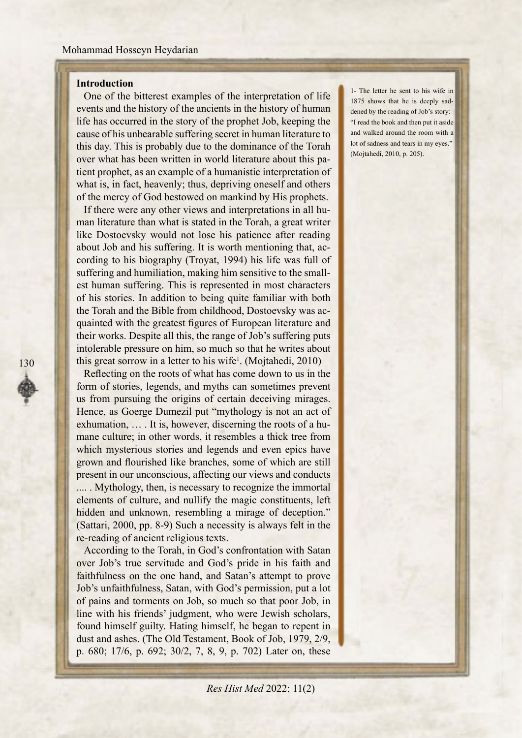## Introduction

One of the bitterest examples of the interpretation of life events and the history of the ancients in the history of human life has occurred in the story of the prophet Job, keeping the cause of his unbearable suffering secret in human literature to this day. This is probably due to the dominance of the Torah over what has been written in world literature about this patient prophet, as an example of a humanistic interpretation of what is, in fact, heavenly; thus, depriving oneself and others of the mercy of God bestowed on mankind by His prophets.

If there were any other views and interpretations in all human literature than what is stated in the Torah, a great writer like Dostoevsky would not lose his patience after reading about Job and his suffering. It is worth mentioning that, according to his biography (Troyat, 1994) his life was full of suffering and humiliation, making him sensitive to the smallest human suffering. This is represented in most characters of his stories. In addition to being quite familiar with both the Torah and the Bible from childhood, Dostoevsky was acquainted with the greatest figures of European literature and their works. Despite all this, the range of Job's suffering puts intolerable pressure on him, so much so that he writes about this great sorrow in a letter to his wife[1]. (Mojtahedi, 2010)

Reflecting on the roots of what has come down to us in the form of stories, legends, and myths can sometimes prevent us from pursuing the origins of certain deceiving mirages. Hence, as Goerge Dumezil put "mythology is not an act of exhumation, … . It is, however, discerning the roots of a humane culture; in other words, it resembles a thick tree from which mysterious stories and legends and even epics have grown and flourished like branches, some of which are still present in our unconscious, affecting our views and conducts .... . Mythology, then, is necessary to recognize the immortal elements of culture, and nullify the magic constituents, left hidden and unknown, resembling a mirage of deception." (Sattari, 2000, pp. 8-9) Such a necessity is always felt in the re-reading of ancient religious texts.

According to the Torah, in God's confrontation with Satan over Job's true servitude and God's pride in his faith and faithfulness on the one hand, and Satan's attempt to prove Job's unfaithfulness, Satan, with God's permission, put a lot of pains and torments on Job, so much so that poor Job, in line with his friends' judgment, who were Jewish scholars, found himself guilty. Hating himself, he began to repent in dust and ashes. (The Old Testament, Book of Job, 1979, 2/9, p. 680; 17/6, p. 692; 30/2, 7, 8, 9, p. 702) Later on, these

1- The letter he sent to his wife in 1875 shows that he is deeply saddened by the reading of Job's story: "I read the book and then put it aside and walked around the room with a lot of sadness and tears in my eyes." (Mojtahedi, 2010, p. 205).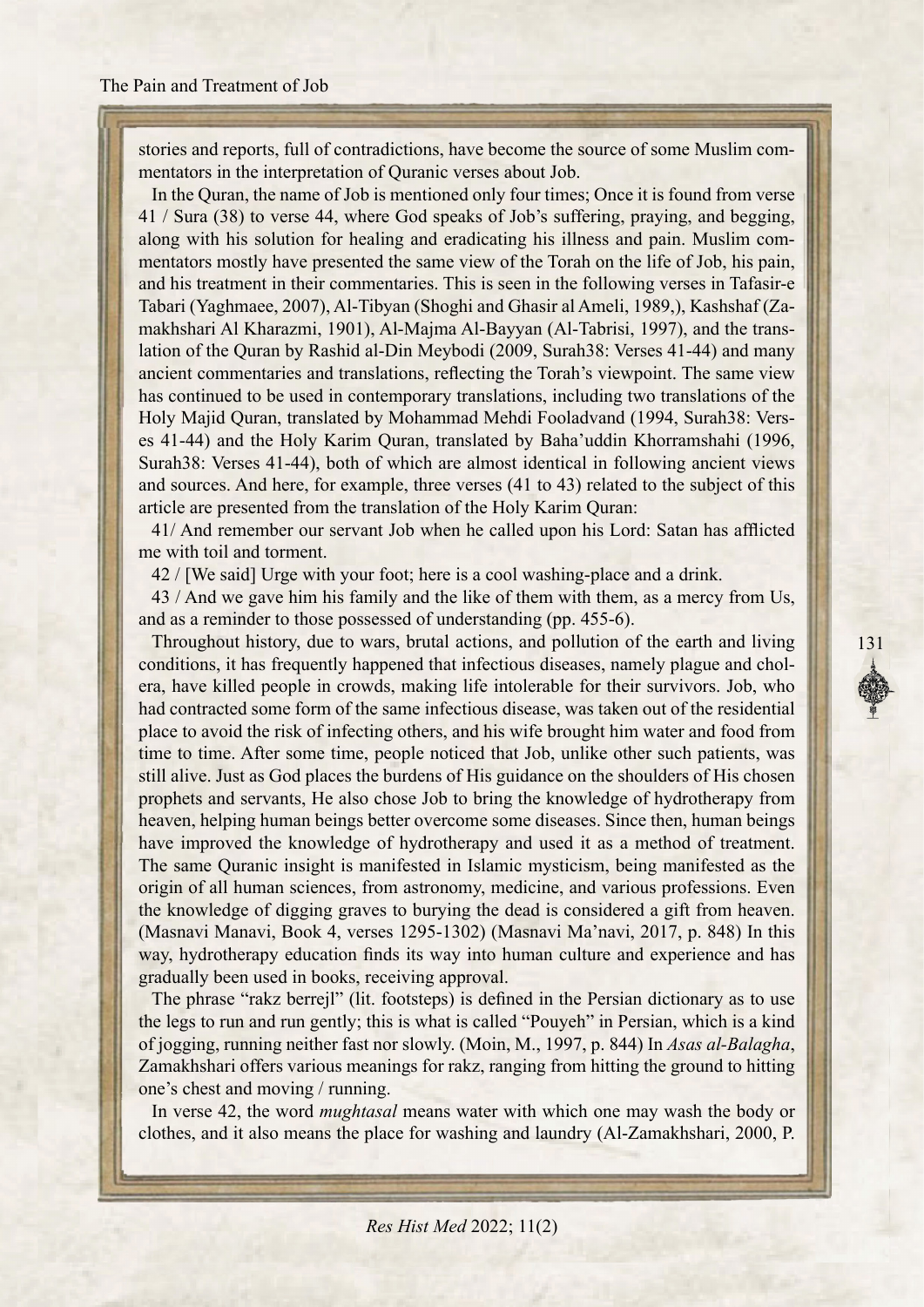stories and reports, full of contradictions, have become the source of some Muslim commentators in the interpretation of Quranic verses about Job.

In the Quran, the name of Job is mentioned only four times; Once it is found from verse 41 / Sura (38) to verse 44, where God speaks of Job's suffering, praying, and begging, along with his solution for healing and eradicating his illness and pain. Muslim commentators mostly have presented the same view of the Torah on the life of Job, his pain, and his treatment in their commentaries. This is seen in the following verses in Tafasir-e Tabari (Yaghmaee, 2007), Al-Tibyan (Shoghi and Ghasir al Ameli, 1989,), Kashshaf (Zamakhshari Al Kharazmi, 1901), Al-Majma Al-Bayyan (Al-Tabrisi, 1997), and the translation of the Quran by Rashid al-Din Meybodi (2009, Surah38: Verses 41-44) and many ancient commentaries and translations, reflecting the Torah's viewpoint. The same view has continued to be used in contemporary translations, including two translations of the Holy Majid Quran, translated by Mohammad Mehdi Fooladvand (1994, Surah38: Verses 41-44) and the Holy Karim Quran, translated by Baha'uddin Khorramshahi (1996, Surah38: Verses 41-44), both of which are almost identical in following ancient views and sources. And here, for example, three verses (41 to 43) related to the subject of this article are presented from the translation of the Holy Karim Quran:

41/ And remember our servant Job when he called upon his Lord: Satan has afflicted me with toil and torment.

42 / [We said] Urge with your foot; here is a cool washing-place and a drink.

43 / And we gave him his family and the like of them with them, as a mercy from Us, and as a reminder to those possessed of understanding (pp. 455-6).

Throughout history, due to wars, brutal actions, and pollution of the earth and living conditions, it has frequently happened that infectious diseases, namely plague and cholera, have killed people in crowds, making life intolerable for their survivors. Job, who had contracted some form of the same infectious disease, was taken out of the residential place to avoid the risk of infecting others, and his wife brought him water and food from time to time. After some time, people noticed that Job, unlike other such patients, was still alive. Just as God places the burdens of His guidance on the shoulders of His chosen prophets and servants, He also chose Job to bring the knowledge of hydrotherapy from heaven, helping human beings better overcome some diseases. Since then, human beings have improved the knowledge of hydrotherapy and used it as a method of treatment. The same Quranic insight is manifested in Islamic mysticism, being manifested as the origin of all human sciences, from astronomy, medicine, and various professions. Even the knowledge of digging graves to burying the dead is considered a gift from heaven. (Masnavi Manavi, Book 4, verses 1295-1302) (Masnavi Ma'navi, 2017, p. 848) In this way, hydrotherapy education finds its way into human culture and experience and has gradually been used in books, receiving approval.

The phrase "rakz berrejl" (lit. footsteps) is defined in the Persian dictionary as to use the legs to run and run gently; this is what is called "Pouyeh" in Persian, which is a kind of jogging, running neither fast nor slowly. (Moin, M., 1997, p. 844) In *Asas al-Balagha*, Zamakhshari offers various meanings for rakz, ranging from hitting the ground to hitting one's chest and moving / running.

In verse 42, the word *mughtasal* means water with which one may wash the body or clothes, and it also means the place for washing and laundry (Al-Zamakhshari, 2000, P.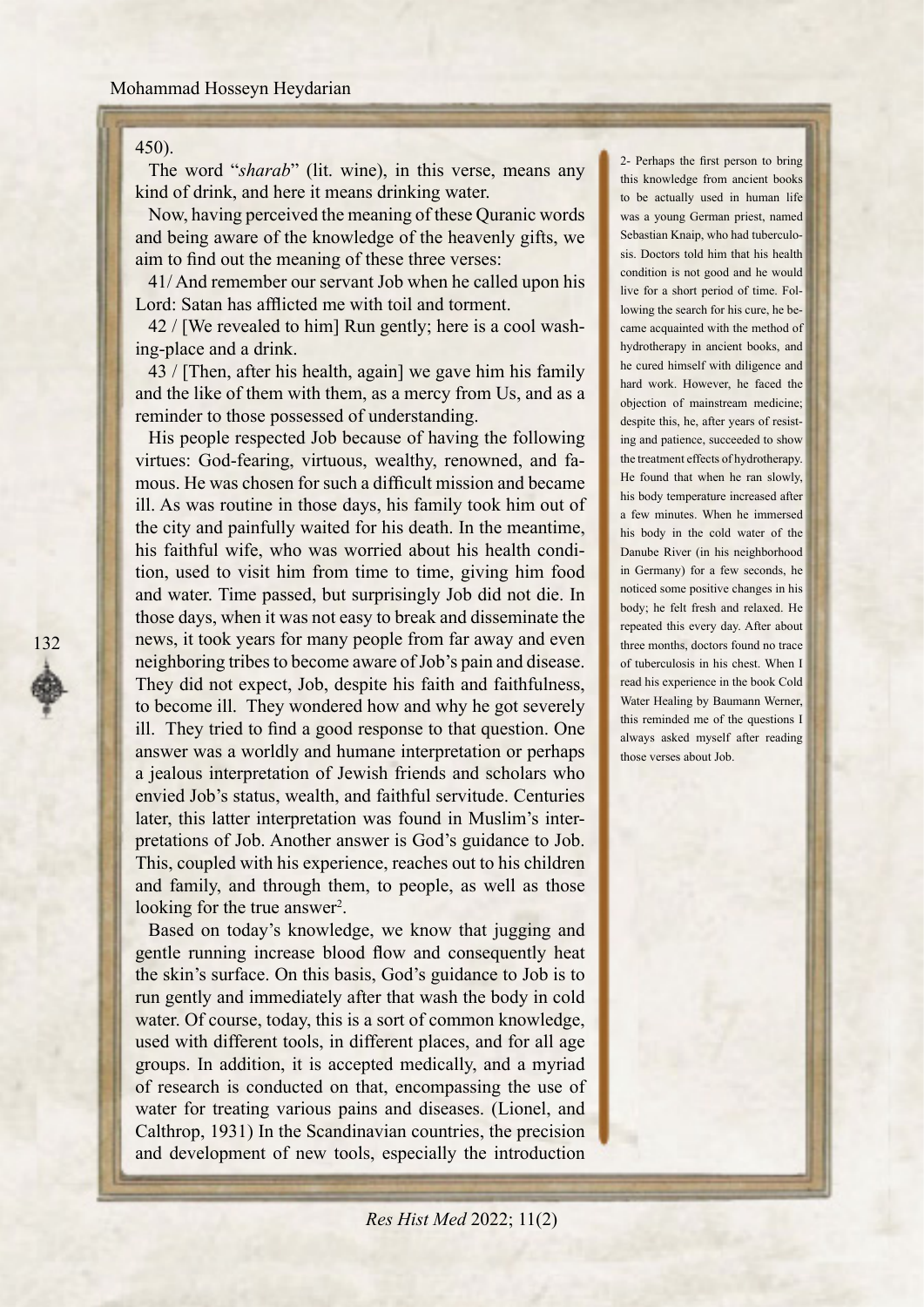450).

The word "*sharab*" (lit. wine), in this verse, means any kind of drink, and here it means drinking water.

Now, having perceived the meaning of these Quranic words and being aware of the knowledge of the heavenly gifts, we aim to find out the meaning of these three verses:

41/ And remember our servant Job when he called upon his Lord: Satan has afflicted me with toil and torment.

42 / [We revealed to him] Run gently; here is a cool washing-place and a drink.

43 / [Then, after his health, again] we gave him his family and the like of them with them, as a mercy from Us, and as a reminder to those possessed of understanding.

His people respected Job because of having the following virtues: God-fearing, virtuous, wealthy, renowned, and famous. He was chosen for such a difficult mission and became ill. As was routine in those days, his family took him out of the city and painfully waited for his death. In the meantime, his faithful wife, who was worried about his health condition, used to visit him from time to time, giving him food and water. Time passed, but surprisingly Job did not die. In those days, when it was not easy to break and disseminate the news, it took years for many people from far away and even neighboring tribes to become aware of Job's pain and disease. They did not expect, Job, despite his faith and faithfulness, to become ill. They wondered how and why he got severely ill. They tried to find a good response to that question. One answer was a worldly and humane interpretation or perhaps a jealous interpretation of Jewish friends and scholars who envied Job's status, wealth, and faithful servitude. Centuries later, this latter interpretation was found in Muslim's interpretations of Job. Another answer is God's guidance to Job. This, coupled with his experience, reaches out to his children and family, and through them, to people, as well as those looking for the true answer[2].

Based on today's knowledge, we know that jugging and gentle running increase blood flow and consequently heat the skin's surface. On this basis, God's guidance to Job is to run gently and immediately after that wash the body in cold water. Of course, today, this is a sort of common knowledge, used with different tools, in different places, and for all age groups. In addition, it is accepted medically, and a myriad of research is conducted on that, encompassing the use of water for treating various pains and diseases. (Lionel, and Calthrop, 1931) In the Scandinavian countries, the precision and development of new tools, especially the introduction

---

2- Perhaps the first person to bring this knowledge from ancient books to be actually used in human life was a young German priest, named Sebastian Knaip, who had tuberculosis. Doctors told him that his health condition is not good and he would live for a short period of time. Following the search for his cure, he became acquainted with the method of hydrotherapy in ancient books, and he cured himself with diligence and hard work. However, he faced the objection of mainstream medicine; despite this, he, after years of resisting and patience, succeeded to show the treatment effects of hydrotherapy. He found that when he ran slowly, his body temperature increased after a few minutes. When he immersed his body in the cold water of the Danube River (in his neighborhood in Germany) for a few seconds, he noticed some positive changes in his body; he felt fresh and relaxed. He repeated this every day. After about three months, doctors found no trace of tuberculosis in his chest. When I read his experience in the book Cold Water Healing by Baumann Werner, this reminded me of the questions I always asked myself after reading those verses about Job.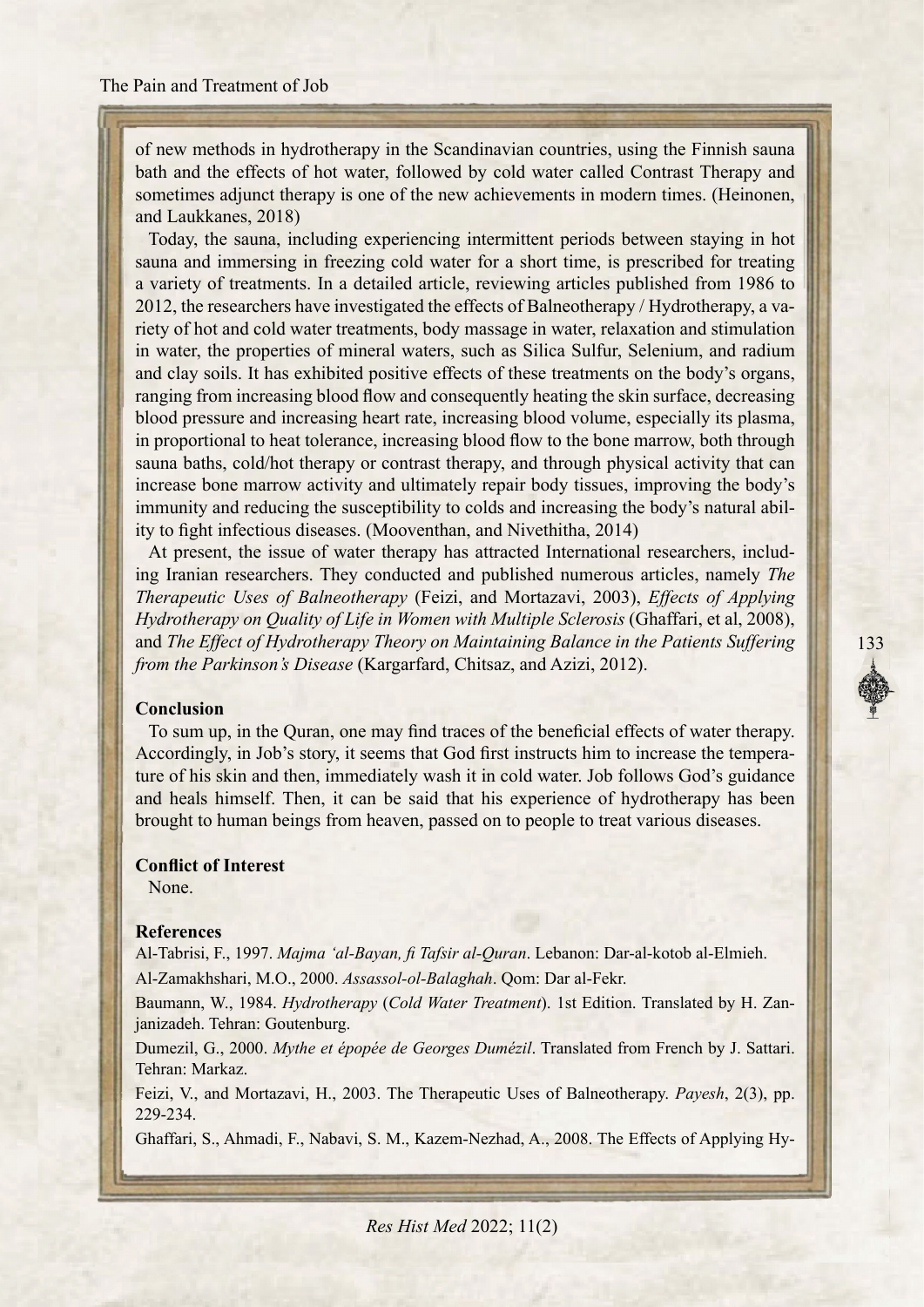of new methods in hydrotherapy in the Scandinavian countries, using the Finnish sauna bath and the effects of hot water, followed by cold water called Contrast Therapy and sometimes adjunct therapy is one of the new achievements in modern times. (Heinonen, and Laukkanes, 2018)

Today, the sauna, including experiencing intermittent periods between staying in hot sauna and immersing in freezing cold water for a short time, is prescribed for treating a variety of treatments. In a detailed article, reviewing articles published from 1986 to 2012, the researchers have investigated the effects of Balneotherapy / Hydrotherapy, a variety of hot and cold water treatments, body massage in water, relaxation and stimulation in water, the properties of mineral waters, such as Silica Sulfur, Selenium, and radium and clay soils. It has exhibited positive effects of these treatments on the body's organs, ranging from increasing blood flow and consequently heating the skin surface, decreasing blood pressure and increasing heart rate, increasing blood volume, especially its plasma, in proportional to heat tolerance, increasing blood flow to the bone marrow, both through sauna baths, cold/hot therapy or contrast therapy, and through physical activity that can increase bone marrow activity and ultimately repair body tissues, improving the body's immunity and reducing the susceptibility to colds and increasing the body's natural ability to fight infectious diseases. (Mooventhan, and Nivethitha, 2014)

At present, the issue of water therapy has attracted International researchers, including Iranian researchers. They conducted and published numerous articles, namely *The Therapeutic Uses of Balneotherapy* (Feizi, and Mortazavi, 2003), *Effects of Applying Hydrotherapy on Quality of Life in Women with Multiple Sclerosis* (Ghaffari, et al, 2008), and *The Effect of Hydrotherapy Theory on Maintaining Balance in the Patients Suffering from the Parkinson's Disease* (Kargarfard, Chitsaz, and Azizi, 2012).

## Conclusion

To sum up, in the Quran, one may find traces of the beneficial effects of water therapy. Accordingly, in Job's story, it seems that God first instructs him to increase the temperature of his skin and then, immediately wash it in cold water. Job follows God's guidance and heals himself. Then, it can be said that his experience of hydrotherapy has been brought to human beings from heaven, passed on to people to treat various diseases.

## Conflict of Interest

None.

## References

Al-Tabrisi, F., 1997. *Majma 'al-Bayan, fi Tafsir al-Quran*. Lebanon: Dar-al-kotob al-Elmieh.

Al-Zamakhshari, M.O., 2000. *Assassol-ol-Balaghah*. Qom: Dar al-Fekr.

Baumann, W., 1984. *Hydrotherapy* (*Cold Water Treatment*). 1st Edition. Translated by H. Zanjanizadeh. Tehran: Goutenburg.

Dumezil, G., 2000. *Mythe et épopée de Georges Dumézil*. Translated from French by J. Sattari. Tehran: Markaz.

Feizi, V., and Mortazavi, H., 2003. The Therapeutic Uses of Balneotherapy. *Payesh*, 2(3), pp. 229-234.

Ghaffari, S., Ahmadi, F., Nabavi, S. M., Kazem-Nezhad, A., 2008. The Effects of Applying Hy-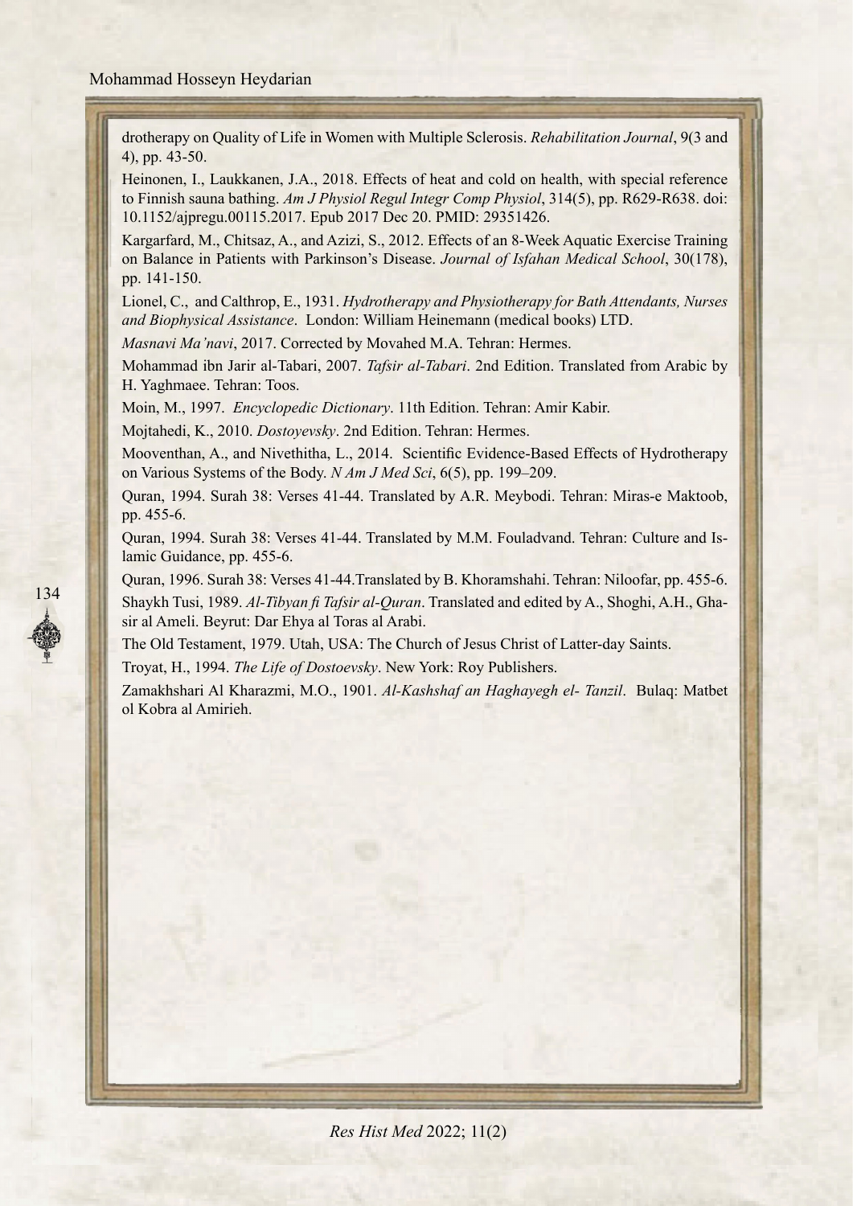drotherapy on Quality of Life in Women with Multiple Sclerosis. *Rehabilitation Journal*, 9(3 and 4), pp. 43-50.

Heinonen, I., Laukkanen, J.A., 2018. Effects of heat and cold on health, with special reference to Finnish sauna bathing. *Am J Physiol Regul Integr Comp Physiol*, 314(5), pp. R629-R638. doi: 10.1152/ajpregu.00115.2017. Epub 2017 Dec 20. PMID: 29351426.

Kargarfard, M., Chitsaz, A., and Azizi, S., 2012. Effects of an 8-Week Aquatic Exercise Training on Balance in Patients with Parkinson's Disease. *Journal of Isfahan Medical School*, 30(178), pp. 141-150.

Lionel, C., and Calthrop, E., 1931. *Hydrotherapy and Physiotherapy for Bath Attendants, Nurses and Biophysical Assistance*. London: William Heinemann (medical books) LTD.

*Masnavi Ma'navi*, 2017. Corrected by Movahed M.A. Tehran: Hermes.

Mohammad ibn Jarir al-Tabari, 2007. *Tafsir al-Tabari*. 2nd Edition. Translated from Arabic by H. Yaghmaee. Tehran: Toos.

Moin, M., 1997. *Encyclopedic Dictionary*. 11th Edition. Tehran: Amir Kabir.

Mojtahedi, K., 2010. *Dostoyevsky*. 2nd Edition. Tehran: Hermes.

Mooventhan, A., and Nivethitha, L., 2014. Scientific Evidence-Based Effects of Hydrotherapy on Various Systems of the Body. *N Am J Med Sci*, 6(5), pp. 199–209.

Quran, 1994. Surah 38: Verses 41-44. Translated by A.R. Meybodi. Tehran: Miras-e Maktoob, pp. 455-6.

Quran, 1994. Surah 38: Verses 41-44. Translated by M.M. Fouladvand. Tehran: Culture and Islamic Guidance, pp. 455-6.

Quran, 1996. Surah 38: Verses 41-44.Translated by B. Khoramshahi. Tehran: Niloofar, pp. 455-6.

Shaykh Tusi, 1989. *Al-Tibyan fi Tafsir al-Quran*. Translated and edited by A., Shoghi, A.H., Ghasir al Ameli. Beyrut: Dar Ehya al Toras al Arabi.

The Old Testament, 1979. Utah, USA: The Church of Jesus Christ of Latter-day Saints.

Troyat, H., 1994. *The Life of Dostoevsky*. New York: Roy Publishers.

Zamakhshari Al Kharazmi, M.O., 1901. *Al-Kashshaf an Haghayegh el- Tanzil*. Bulaq: Matbet ol Kobra al Amirieh.